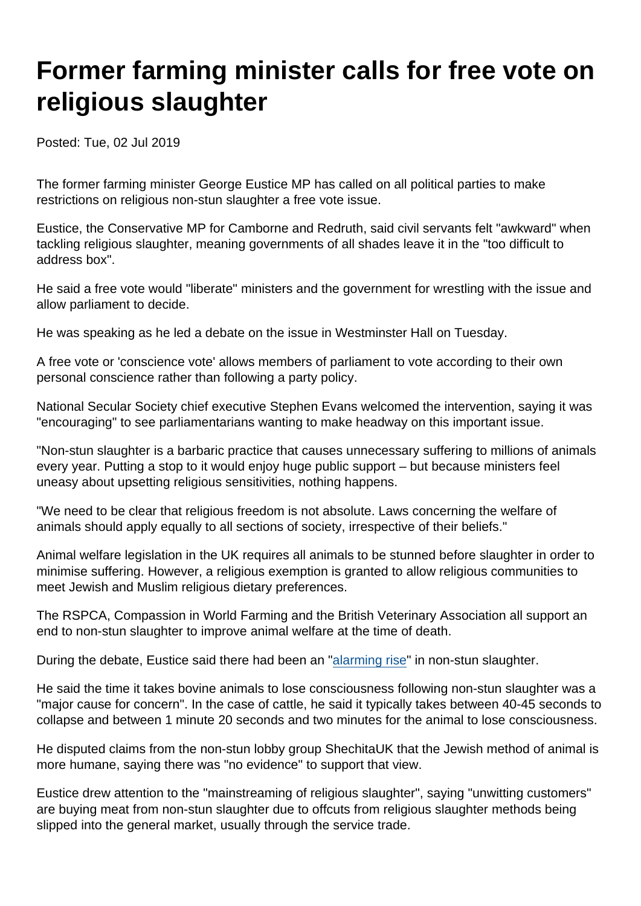# Former farming minister calls for free vote on religious slaughter

Posted: Tue, 02 Jul 2019

The former farming minister George Eustice MP has called on all political parties to make restrictions on religious non-stun slaughter a free vote issue.

Eustice, the Conservative MP for Camborne and Redruth, said civil servants felt "awkward" when tackling religious slaughter, meaning governments of all shades leave it in the "too difficult to address box".

He said a free vote would "liberate" ministers and the government for wrestling with the issue and allow parliament to decide.

He was speaking as he led a debate on the issue in Westminster Hall on Tuesday.

A free vote or 'conscience vote' allows members of parliament to vote according to their own personal conscience rather than following a party policy.

National Secular Society chief executive Stephen Evans welcomed the intervention, saying it was "encouraging" to see parliamentarians wanting to make headway on this important issue.

"Non-stun slaughter is a barbaric practice that causes unnecessary suffering to millions of animals every year. Putting a stop to it would enjoy huge public support – but because ministers feel uneasy about upsetting religious sensitivities, nothing happens.

"We need to be clear that religious freedom is not absolute. Laws concerning the welfare of animals should apply equally to all sections of society, irrespective of their beliefs."

Animal welfare legislation in the UK requires all animals to be stunned before slaughter in order to minimise suffering. However, a religious exemption is granted to allow religious communities to meet Jewish and Muslim religious dietary preferences.

The RSPCA, Compassion in World Farming and the British Veterinary Association all support an end to non-stun slaughter to improve animal welfare at the time of death.

During the debate, Eustice said there had been an "alarming rise" in non-stun slaughter.

He said the time it takes bovine animals to lose consciousness following non-stun slaughter was a "major cause for concern". In the case of cattle, he said it typically takes between 40-45 seconds to collapse and between 1 minute 20 seconds and two minutes for the animal to lose consciousness.

He disputed claims from the non-stun lobby group ShechitaUK that the Jewish method of animal is more humane, saying there was "no evidence" to support that view.

Eustice drew attention to the "mainstreaming of religious slaughter", saying "unwitting customers" are buying meat from non-stun slaughter due to offcuts from religious slaughter methods being slipped into the general market, usually through the service trade.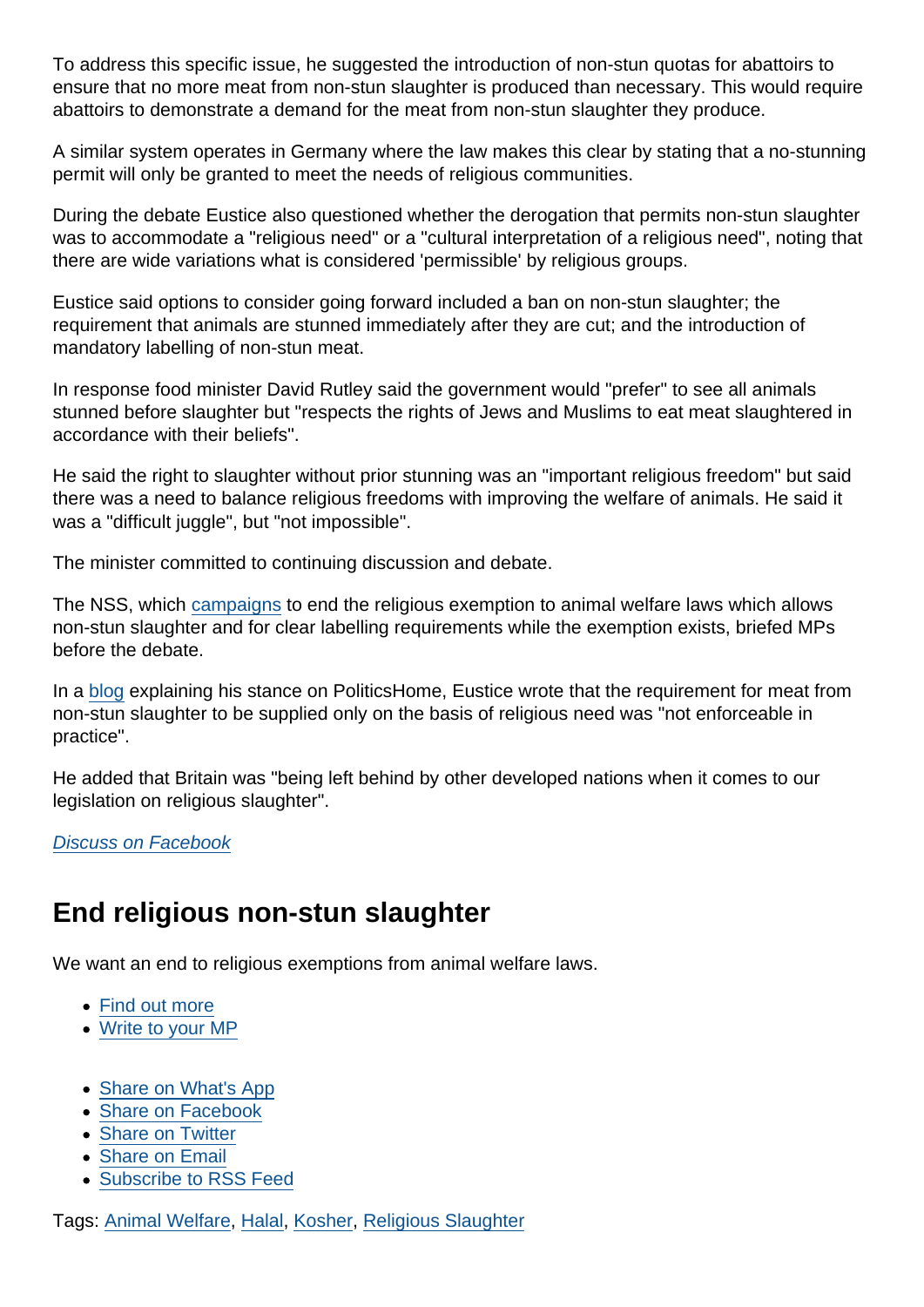To address this specific issue, he suggested the introduction of non-stun quotas for abattoirs to ensure that no more meat from non-stun slaughter is produced than necessary. This would require abattoirs to demonstrate a demand for the meat from non-stun slaughter they produce.

A similar system operates in Germany where the law makes this clear by stating that a no-stunning permit will only be granted to meet the needs of religious communities.

During the debate Eustice also questioned whether the derogation that permits non-stun slaughter was to accommodate a "religious need" or a "cultural interpretation of a religious need", noting that there are wide variations what is considered 'permissible' by religious groups.

Eustice said options to consider going forward included a ban on non-stun slaughter; the requirement that animals are stunned immediately after they are cut; and the introduction of mandatory labelling of non-stun meat.

In response food minister David Rutley said the government would "prefer" to see all animals stunned before slaughter but "respects the rights of Jews and Muslims to eat meat slaughtered in accordance with their beliefs".

He said the right to slaughter without prior stunning was an "important religious freedom" but said there was a need to balance religious freedoms with improving the welfare of animals. He said it was a "difficult juggle", but "not impossible".

The minister committed to continuing discussion and debate.

The NSS, which campaigns to end the religious exemption to animal welfare laws which allows non-stun slaughter and for clear labelling requirements while the exemption exists, briefed MPs before the debate.

In a blog explaining his stance on PoliticsHome, Eustice wrote that the requirement for meat from non-stun slaughter to be supplied only on the basis of religious need was "not enforceable in practice".

He added that Britain was "being left behind by other developed nations when it comes to our legislation on religious slaughter".

*Discuss on Facebook*

## End religious non-stun slaughter

We want an end to religious exemptions from animal welfare laws.

- Find out more
- Write to your MP

- Share on What's App
- Share on Facebook
- Share on Twitter
- Share on Email
- Subscribe to RSS Feed

Tags: Animal Welfare, Halal, Kosher, Religious Slaughter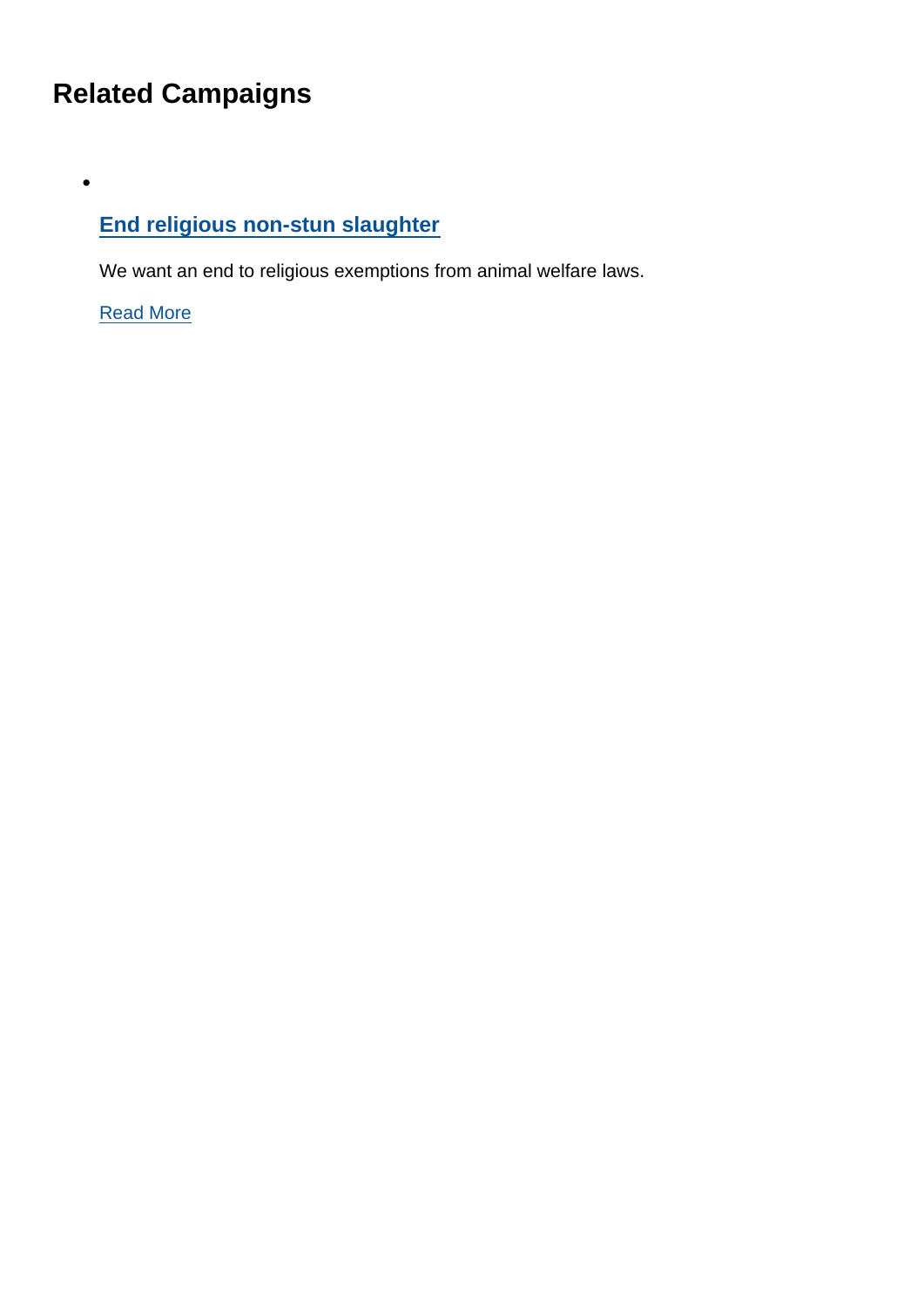## Related Campaigns

- ### End religious non-stun slaughter

  We want an end to religious exemptions from animal welfare laws.

  Read More